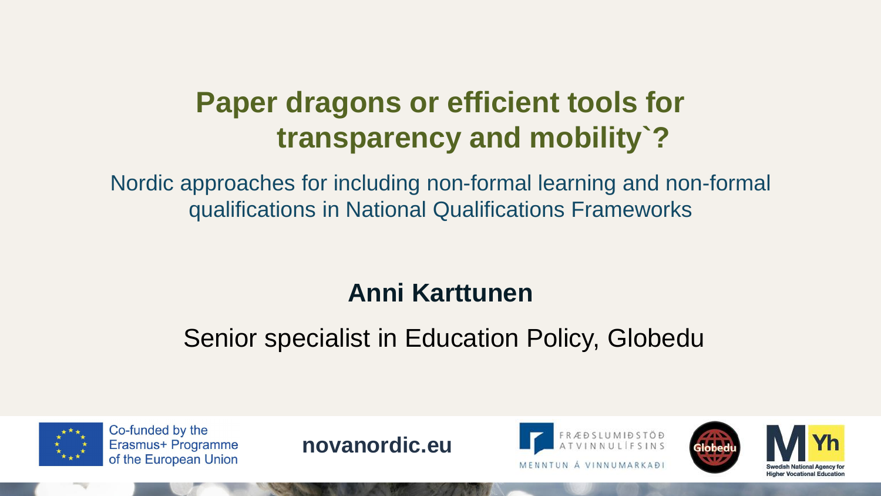# Paper dragons or efficient tools for transparency and mobility`?

Nordic approaches for including non-formal learning and non-formal qualifications in National Qualifications Frameworks

**Anni Karttunen**

Senior specialist in Education Policy, Globedu

Co-funded by the Erasmus+ Programme of the European Union

**novanordic.eu**

FRÆÐSLUMIÐSTÖÐ ATVINNULÍFSINS

MENNTUN Á VINNUMARKAÐI

Globedu

Yh

Swedish National Agency for Higher Vocational Education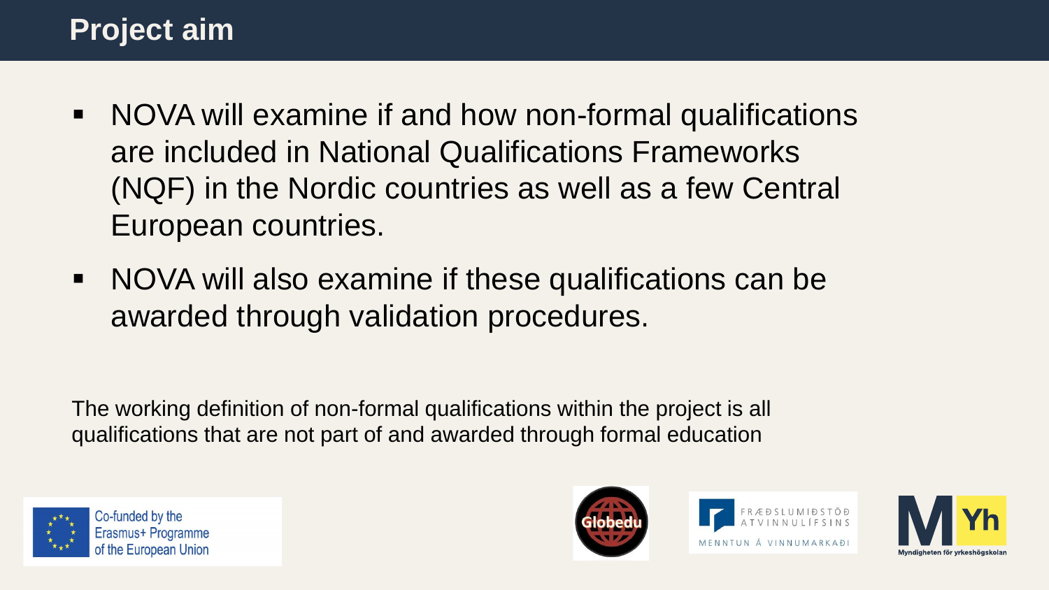# Project aim

- NOVA will examine if and how non-formal qualifications are included in National Qualifications Frameworks (NQF) in the Nordic countries as well as a few Central European countries.
- NOVA will also examine if these qualifications can be awarded through validation procedures.

The working definition of non-formal qualifications within the project is all qualifications that are not part of and awarded through formal education

Co-funded by the Erasmus+ Programme of the European Union

Globedu

FRÆÐSLUMIÐSTÖÐ ATVINNULÍFSINS
MENNTUN Á VINNUMARKAÐI

Myndigheten för yrkeshögskolan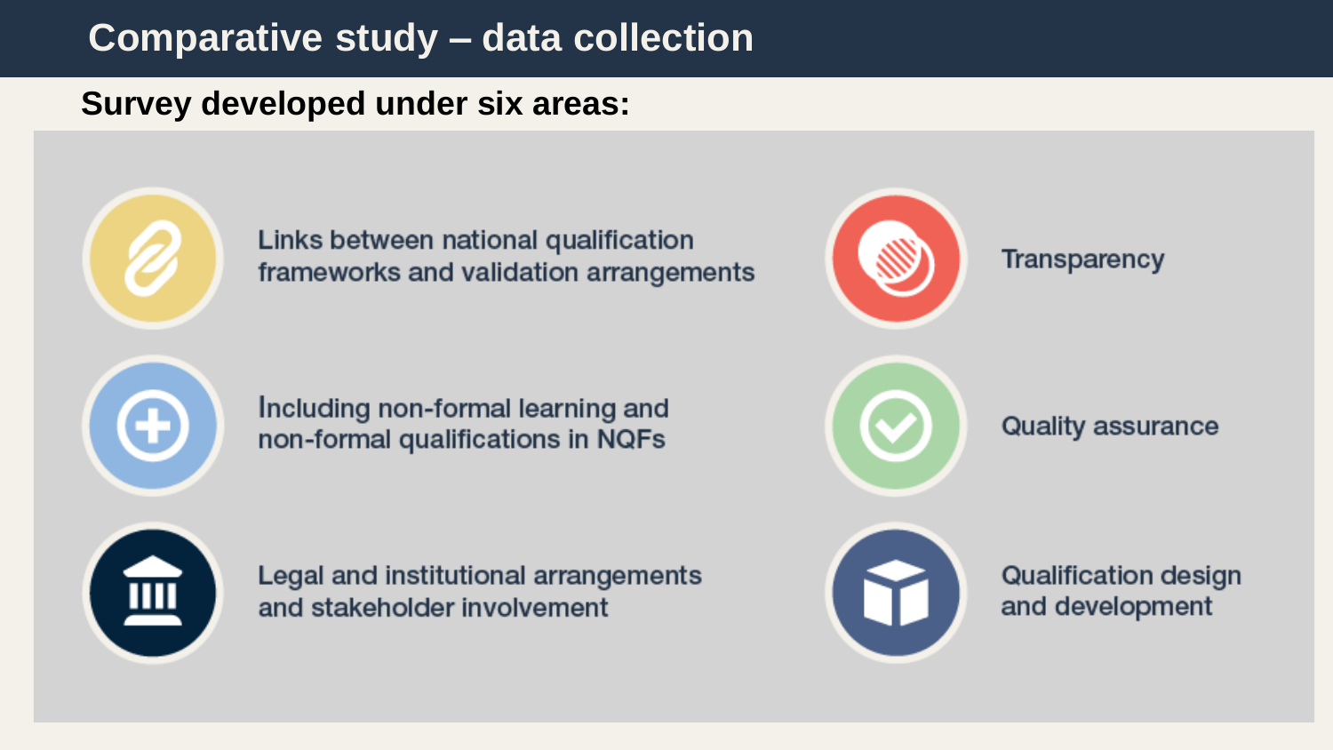# Comparative study – data collection

**Survey developed under six areas:**

- Links between national qualification frameworks and validation arrangements
- Including non-formal learning and non-formal qualifications in NQFs
- Legal and institutional arrangements and stakeholder involvement
- Transparency
- Quality assurance
- Qualification design and development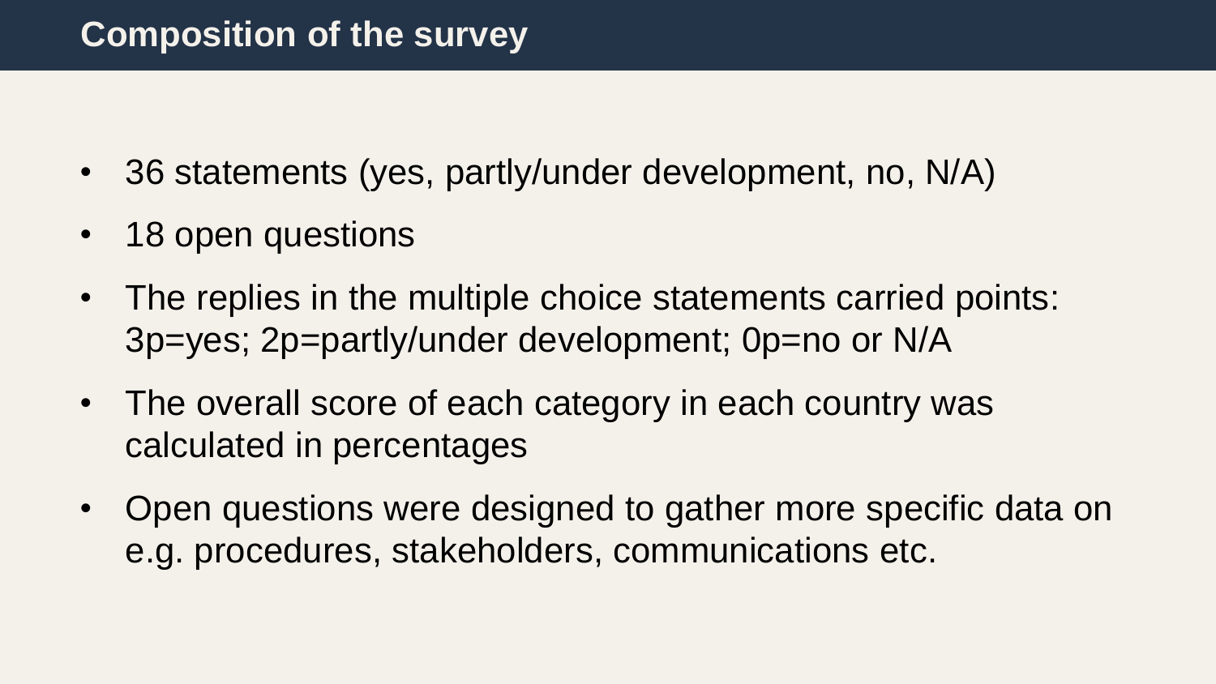# Composition of the survey

- 36 statements (yes, partly/under development, no, N/A)
- 18 open questions
- The replies in the multiple choice statements carried points: 3p=yes; 2p=partly/under development; 0p=no or N/A
- The overall score of each category in each country was calculated in percentages
- Open questions were designed to gather more specific data on e.g. procedures, stakeholders, communications etc.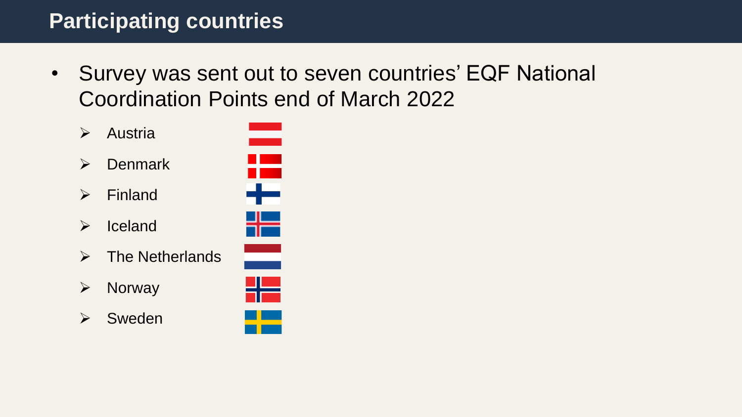# Participating countries

- Survey was sent out to seven countries' EQF National Coordination Points end of March 2022
  - Austria
  - Denmark
  - Finland
  - Iceland
  - The Netherlands
  - Norway
  - Sweden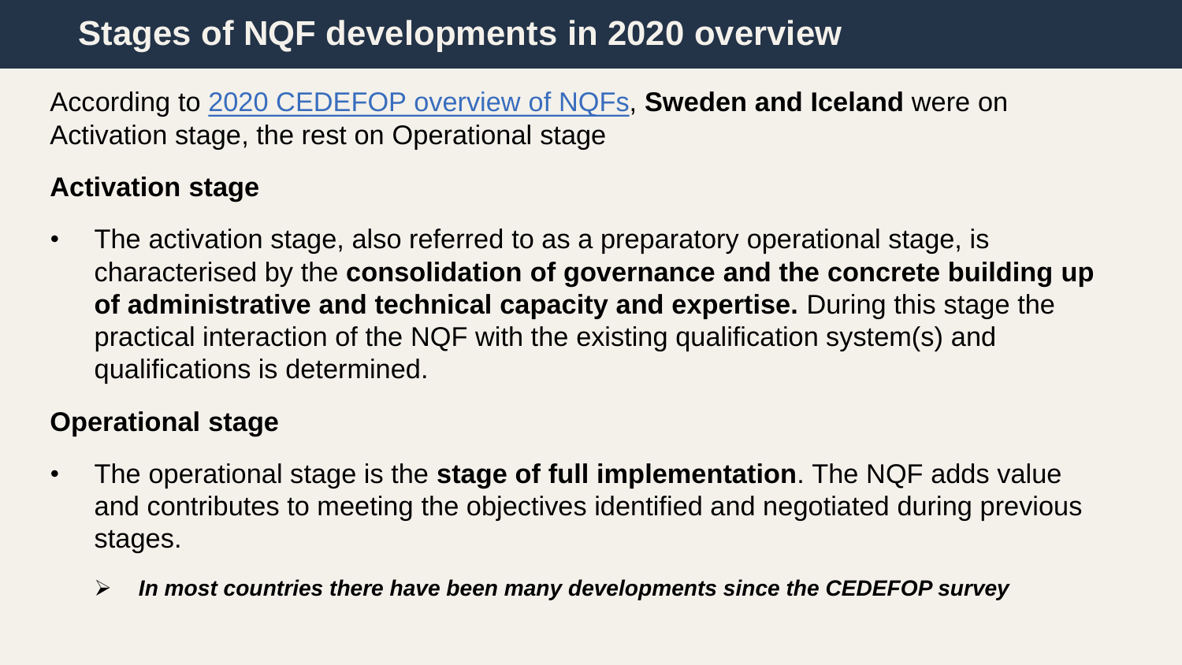# Stages of NQF developments in 2020 overview

According to 2020 CEDEFOP overview of NQFs, **Sweden and Iceland** were on Activation stage, the rest on Operational stage

## Activation stage

- The activation stage, also referred to as a preparatory operational stage, is characterised by the **consolidation of governance and the concrete building up of administrative and technical capacity and expertise.** During this stage the practical interaction of the NQF with the existing qualification system(s) and qualifications is determined.

## Operational stage

- The operational stage is the **stage of full implementation**. The NQF adds value and contributes to meeting the objectives identified and negotiated during previous stages.
  - ***In most countries there have been many developments since the CEDEFOP survey***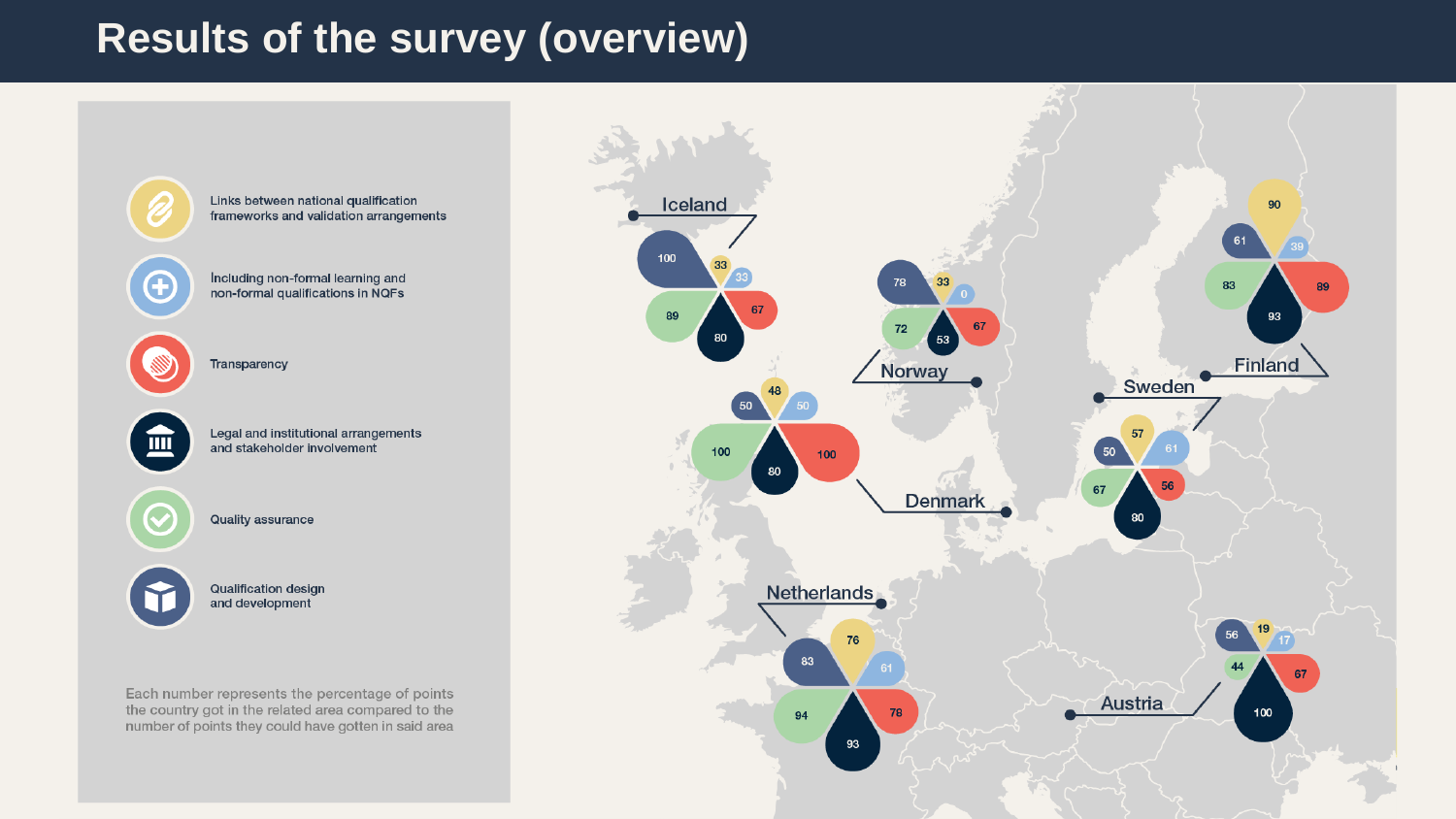# Results of the survey (overview)

- Links between national qualification frameworks and validation arrangements
- Including non-formal learning and non-formal qualifications in NQFs
- Transparency
- Legal and institutional arrangements and stakeholder involvement
- Quality assurance
- Qualification design and development

Each number represents the percentage of points the country got in the related area compared to the number of points they could have gotten in said area

| Country | Links between NQFs and validation arrangements | Including non-formal learning and non-formal qualifications in NQFs | Transparency | Legal and institutional arrangements and stakeholder involvement | Quality assurance | Qualification design and development |
|---|---|---|---|---|---|---|
| Iceland | 33 | 33 | 67 | 80 | 89 | 100 |
| Norway | 33 | 0 | 67 | 53 | 72 | 78 |
| Denmark | 48 | 50 | 100 | 80 | 100 | 50 |
| Finland | 90 | 39 | 89 | 93 | 83 | 61 |
| Sweden | 57 | 61 | 56 | 80 | 67 | 50 |
| Netherlands | 76 | 61 | 78 | 93 | 94 | 83 |
| Austria | 19 | 17 | 67 | 100 | 44 | 56 |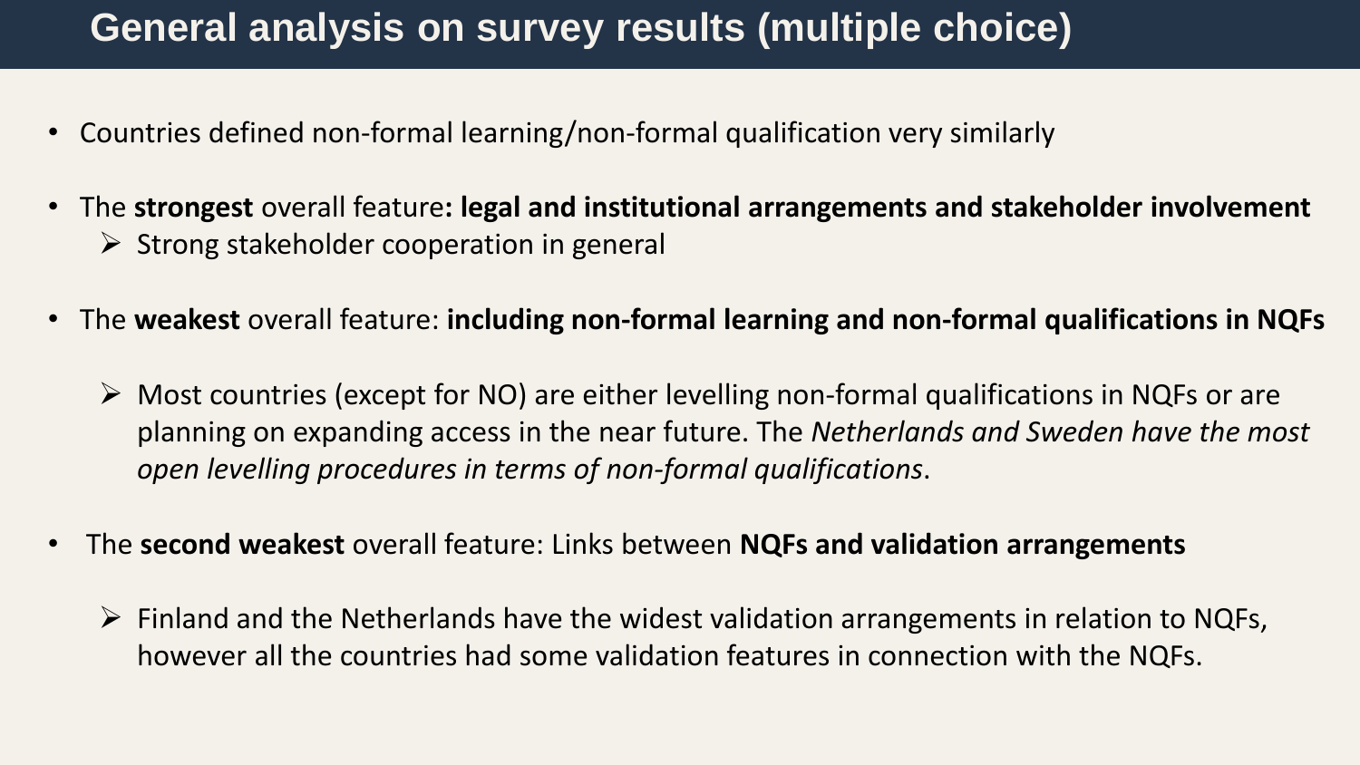# General analysis on survey results (multiple choice)

- Countries defined non-formal learning/non-formal qualification very similarly
- The **strongest** overall feature**: legal and institutional arrangements and stakeholder involvement**
  - Strong stakeholder cooperation in general
- The **weakest** overall feature: **including non-formal learning and non-formal qualifications in NQFs**
  - Most countries (except for NO) are either levelling non-formal qualifications in NQFs or are planning on expanding access in the near future. The *Netherlands and Sweden have the most open levelling procedures in terms of non-formal qualifications*.
- The **second weakest** overall feature: Links between **NQFs and validation arrangements**
  - Finland and the Netherlands have the widest validation arrangements in relation to NQFs, however all the countries had some validation features in connection with the NQFs.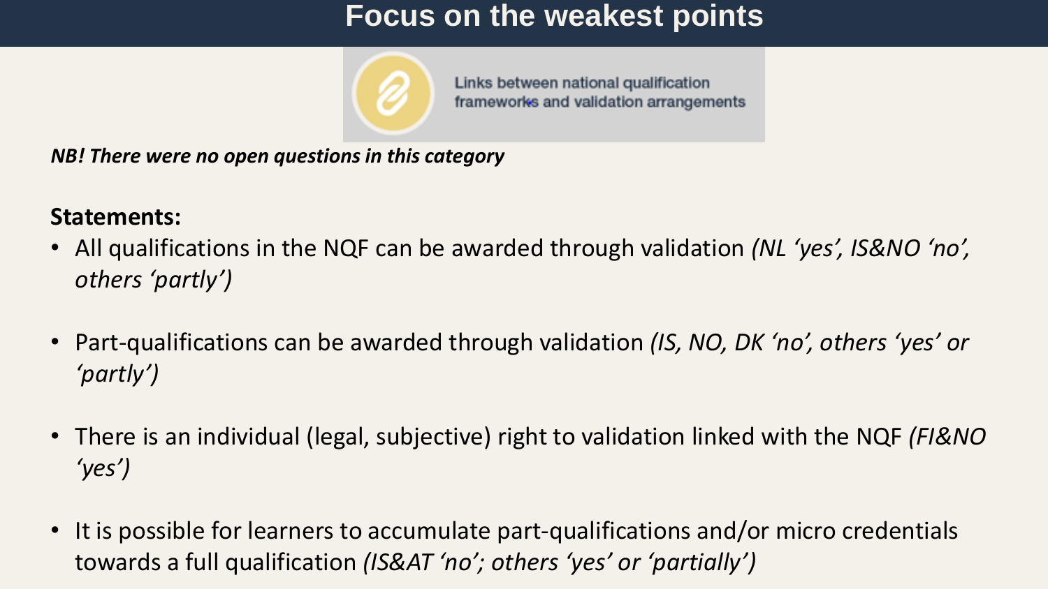# Focus on the weakest points

Links between national qualification frameworks and validation arrangements

***NB! There were no open questions in this category***

**Statements:**

- All qualifications in the NQF can be awarded through validation *(NL 'yes', IS&NO 'no', others 'partly')*
- Part-qualifications can be awarded through validation *(IS, NO, DK 'no', others 'yes' or 'partly')*
- There is an individual (legal, subjective) right to validation linked with the NQF *(FI&NO 'yes')*
- It is possible for learners to accumulate part-qualifications and/or micro credentials towards a full qualification *(IS&AT 'no'; others 'yes' or 'partially')*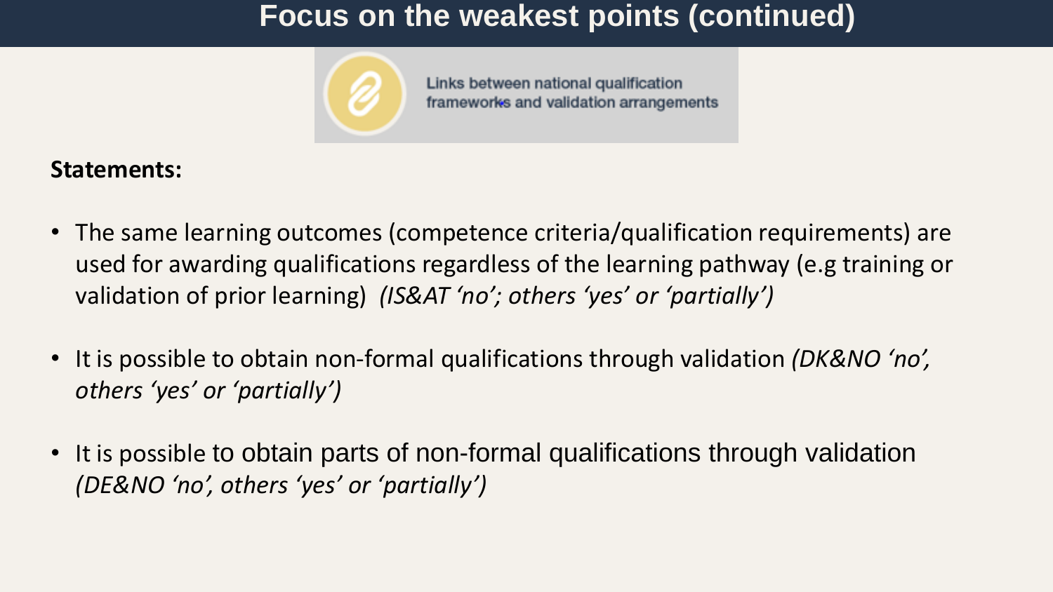# Focus on the weakest points (continued)

Links between national qualification frameworks and validation arrangements

**Statements:**

- The same learning outcomes (competence criteria/qualification requirements) are used for awarding qualifications regardless of the learning pathway (e.g training or validation of prior learning) *(IS&AT 'no'; others 'yes' or 'partially')*
- It is possible to obtain non-formal qualifications through validation *(DK&NO 'no', others 'yes' or 'partially')*
- It is possible to obtain parts of non-formal qualifications through validation *(DE&NO 'no', others 'yes' or 'partially')*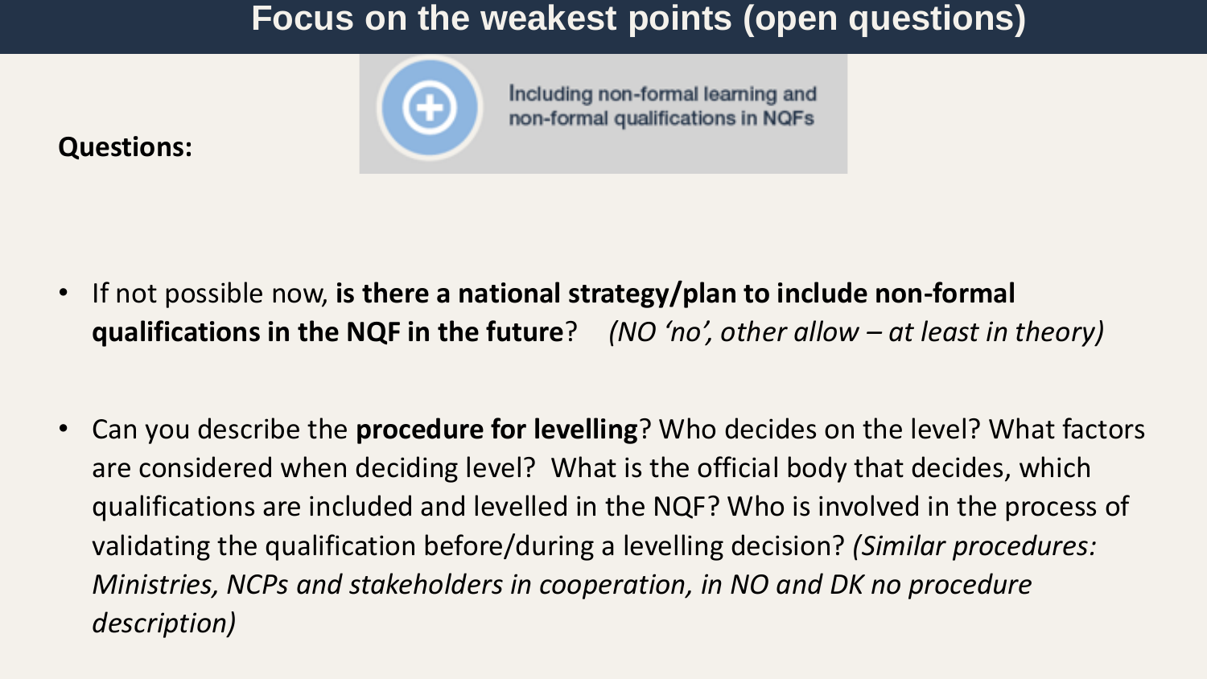# Focus on the weakest points (open questions)

**Questions:**

Including non-formal learning and non-formal qualifications in NQFs

- If not possible now, **is there a national strategy/plan to include non-formal qualifications in the NQF in the future**? *(NO 'no', other allow – at least in theory)*

- Can you describe the **procedure for levelling**? Who decides on the level? What factors are considered when deciding level? What is the official body that decides, which qualifications are included and levelled in the NQF? Who is involved in the process of validating the qualification before/during a levelling decision? *(Similar procedures: Ministries, NCPs and stakeholders in cooperation, in NO and DK no procedure description)*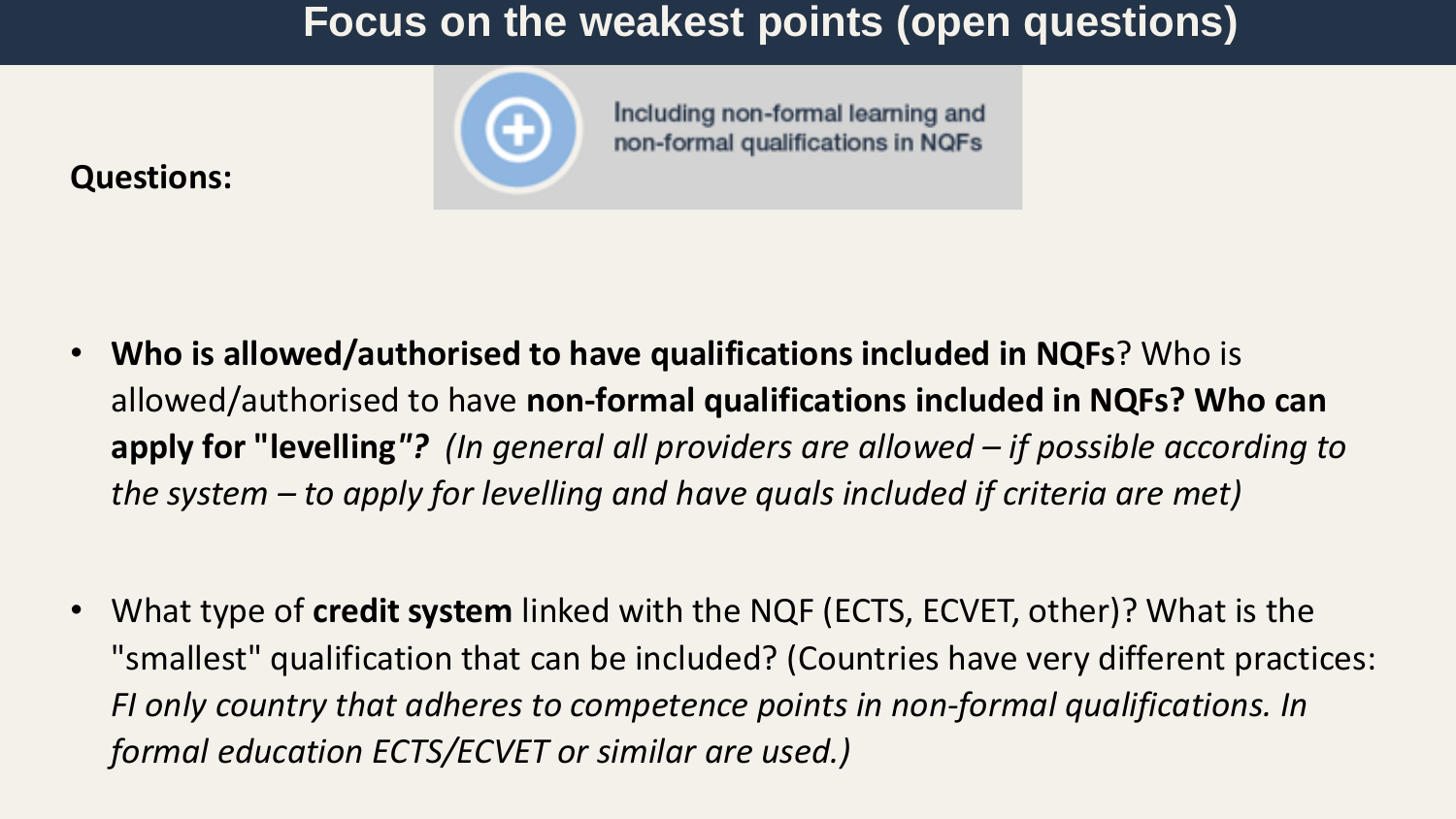# Focus on the weakest points (open questions)

**Questions:**

Including non-formal learning and non-formal qualifications in NQFs

- **Who is allowed/authorised to have qualifications included in NQFs**? Who is allowed/authorised to have **non-formal qualifications included in NQFs? Who can apply for "levelling"?** *(In general all providers are allowed – if possible according to the system – to apply for levelling and have quals included if criteria are met)*

- What type of **credit system** linked with the NQF (ECTS, ECVET, other)? What is the "smallest" qualification that can be included? (Countries have very different practices: *FI only country that adheres to competence points in non-formal qualifications. In formal education ECTS/ECVET or similar are used.)*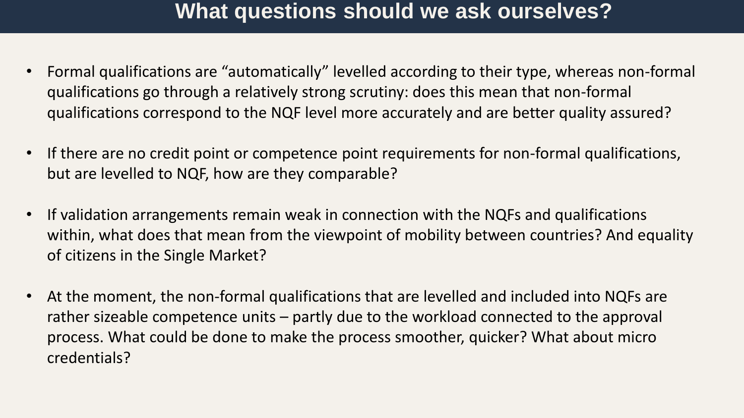# What questions should we ask ourselves?

- Formal qualifications are "automatically" levelled according to their type, whereas non-formal qualifications go through a relatively strong scrutiny: does this mean that non-formal qualifications correspond to the NQF level more accurately and are better quality assured?
- If there are no credit point or competence point requirements for non-formal qualifications, but are levelled to NQF, how are they comparable?
- If validation arrangements remain weak in connection with the NQFs and qualifications within, what does that mean from the viewpoint of mobility between countries? And equality of citizens in the Single Market?
- At the moment, the non-formal qualifications that are levelled and included into NQFs are rather sizeable competence units – partly due to the workload connected to the approval process. What could be done to make the process smoother, quicker? What about micro credentials?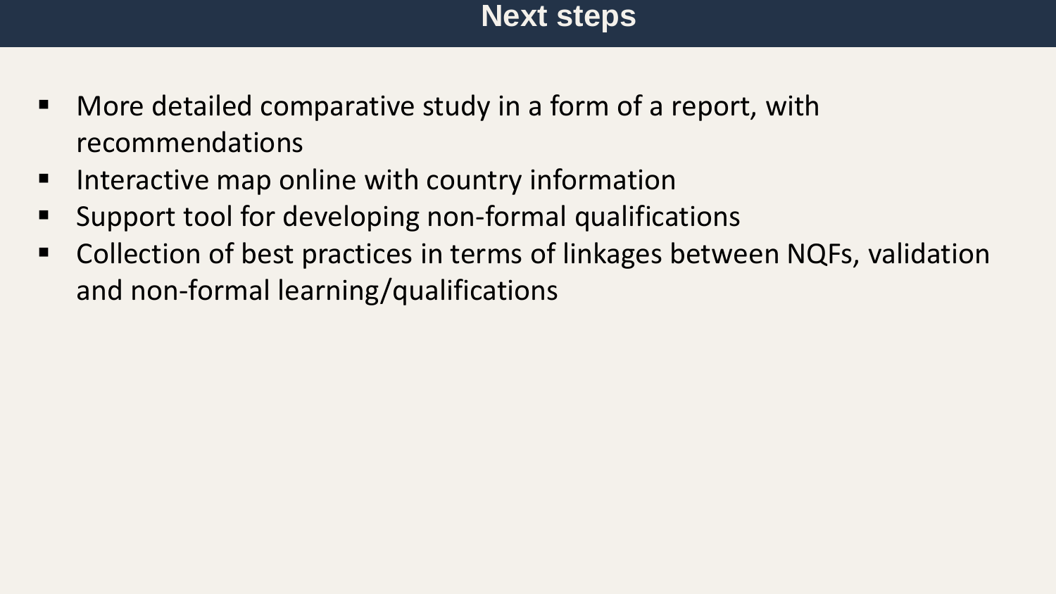# Next steps

- More detailed comparative study in a form of a report, with recommendations
- Interactive map online with country information
- Support tool for developing non-formal qualifications
- Collection of best practices in terms of linkages between NQFs, validation and non-formal learning/qualifications